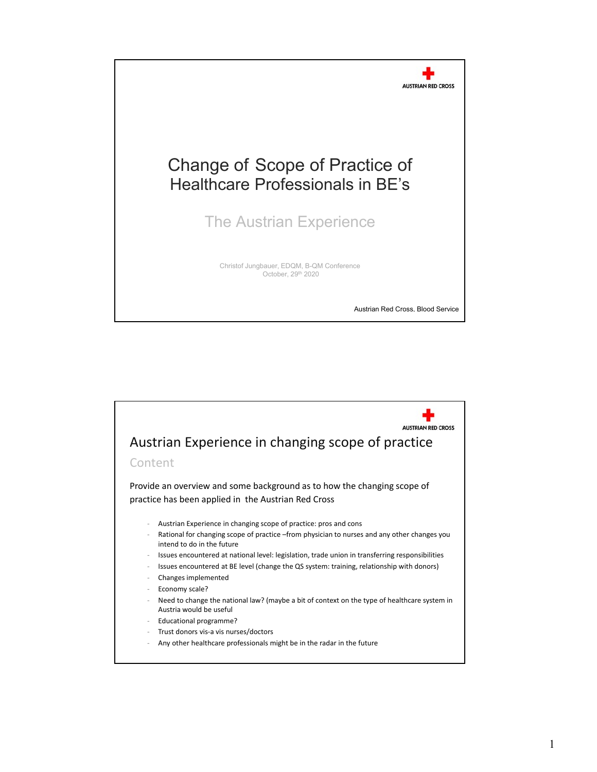AUSTRIAN RED CROSS

# Change of Scope of Practice of Healthcare Professionals in BE's

## The Austrian Experience

Christof Jungbauer, EDQM, B-QM Conference
October, 29th 2020

Austrian Red Cross, Blood Service

---

AUSTRIAN RED CROSS

## Austrian Experience in changing scope of practice

### Content

Provide an overview and some background as to how the changing scope of practice has been applied in the Austrian Red Cross

- Austrian Experience in changing scope of practice: pros and cons
- Rational for changing scope of practice –from physician to nurses and any other changes you intend to do in the future
- Issues encountered at national level: legislation, trade union in transferring responsibilities
- Issues encountered at BE level (change the QS system: training, relationship with donors)
- Changes implemented
- Economy scale?
- Need to change the national law? (maybe a bit of context on the type of healthcare system in Austria would be useful
- Educational programme?
- Trust donors vis-a vis nurses/doctors
- Any other healthcare professionals might be in the radar in the future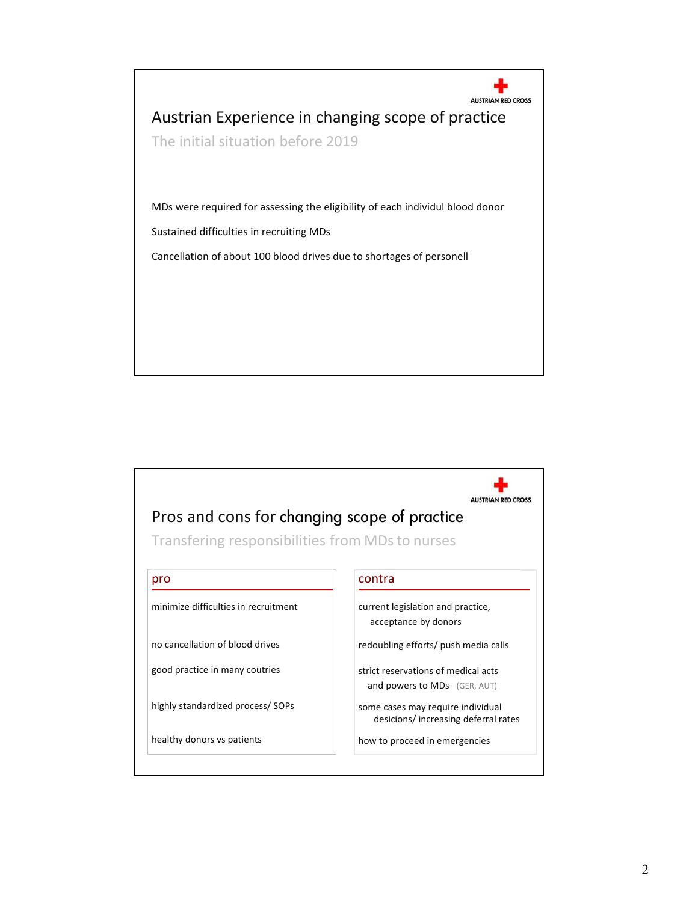AUSTRIAN RED CROSS

## Austrian Experience in changing scope of practice

### The initial situation before 2019

MDs were required for assessing the eligibility of each individul blood donor

Sustained difficulties in recruiting MDs

Cancellation of about 100 blood drives due to shortages of personell

AUSTRIAN RED CROSS

## Pros and cons for changing scope of practice

### Transfering responsibilities from MDs to nurses

| pro | contra |
| --- | --- |
| minimize difficulties in recruitment | current legislation and practice, acceptance by donors |
| no cancellation of blood drives | redoubling efforts/ push media calls |
| good practice in many coutries | strict reservations of medical acts and powers to MDs (GER, AUT) |
| highly standardized process/ SOPs | some cases may require individual desicions/ increasing deferral rates |
| healthy donors vs patients | how to proceed in emergencies |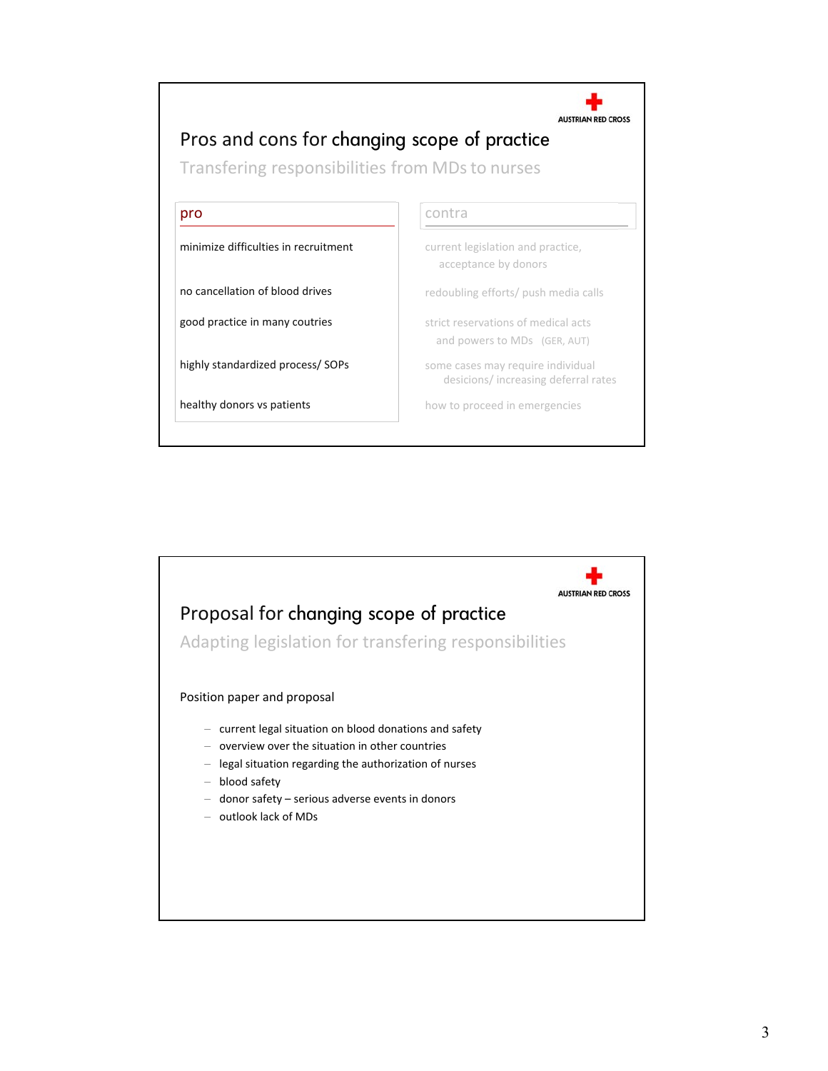AUSTRIAN RED CROSS

## Pros and cons for changing scope of practice

### Transfering responsibilities from MDs to nurses

| pro | contra |
| --- | --- |
| minimize difficulties in recruitment | current legislation and practice, acceptance by donors |
| no cancellation of blood drives | redoubling efforts/ push media calls |
| good practice in many coutries | strict reservations of medical acts and powers to MDs (GER, AUT) |
| highly standardized process/ SOPs | some cases may require individual desicions/ increasing deferral rates |
| healthy donors vs patients | how to proceed in emergencies |

AUSTRIAN RED CROSS

## Proposal for changing scope of practice

### Adapting legislation for transfering responsibilities

Position paper and proposal

- current legal situation on blood donations and safety
- overview over the situation in other countries
- legal situation regarding the authorization of nurses
- blood safety
- donor safety – serious adverse events in donors
- outlook lack of MDs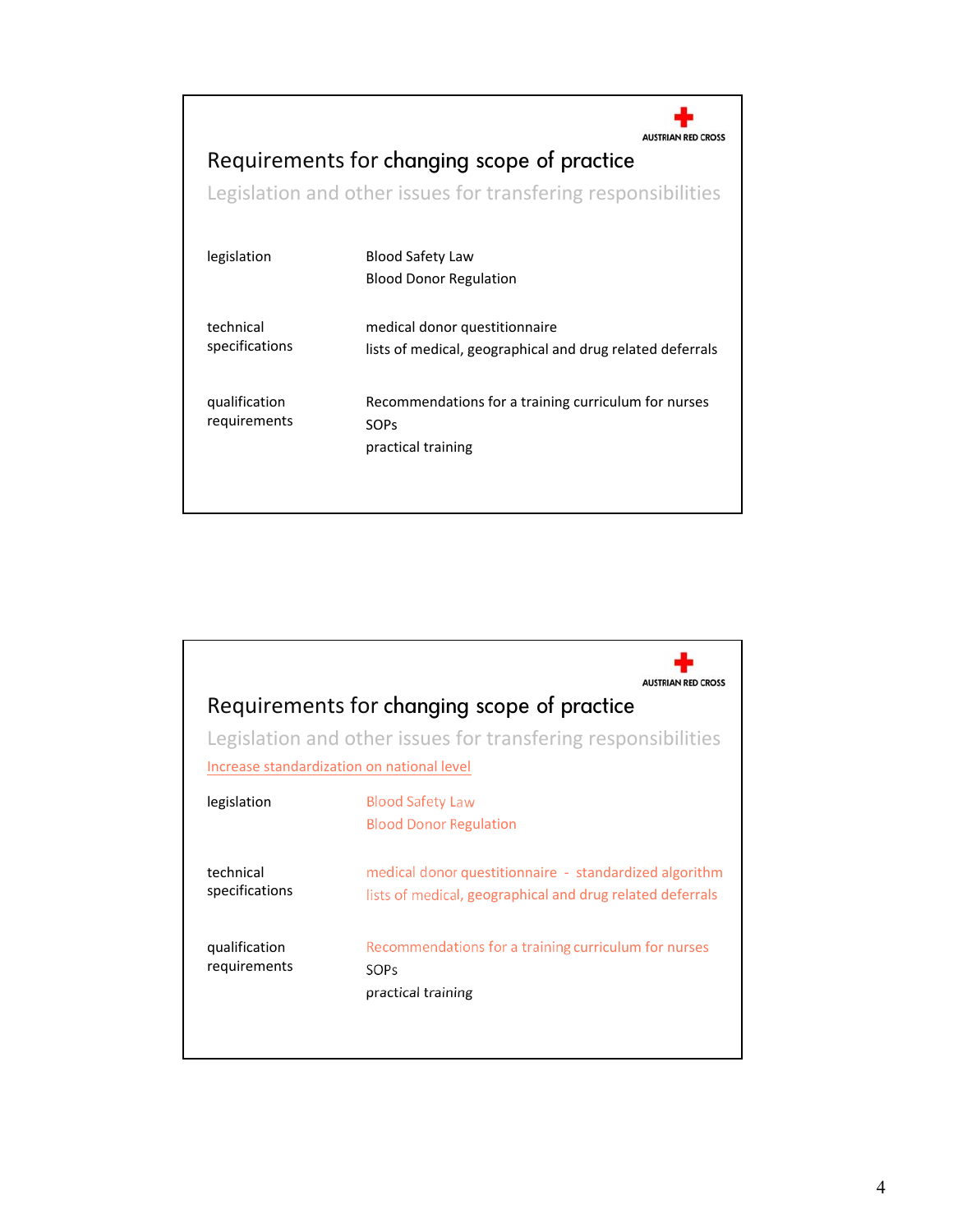AUSTRIAN RED CROSS

## Requirements for changing scope of practice

### Legislation and other issues for transfering responsibilities

| | |
|---|---|
| legislation | Blood Safety Law<br>Blood Donor Regulation |
| technical specifications | medical donor questitionnaire<br>lists of medical, geographical and drug related deferrals |
| qualification requirements | Recommendations for a training curriculum for nurses<br>SOPs<br>practical training |

AUSTRIAN RED CROSS

## Requirements for changing scope of practice

### Legislation and other issues for transfering responsibilities

Increase standardization on national level

| | |
|---|---|
| legislation | Blood Safety Law<br>Blood Donor Regulation |
| technical specifications | medical donor questitionnaire - standardized algorithm<br>lists of medical, geographical and drug related deferrals |
| qualification requirements | Recommendations for a training curriculum for nurses<br>SOPs<br>practical training |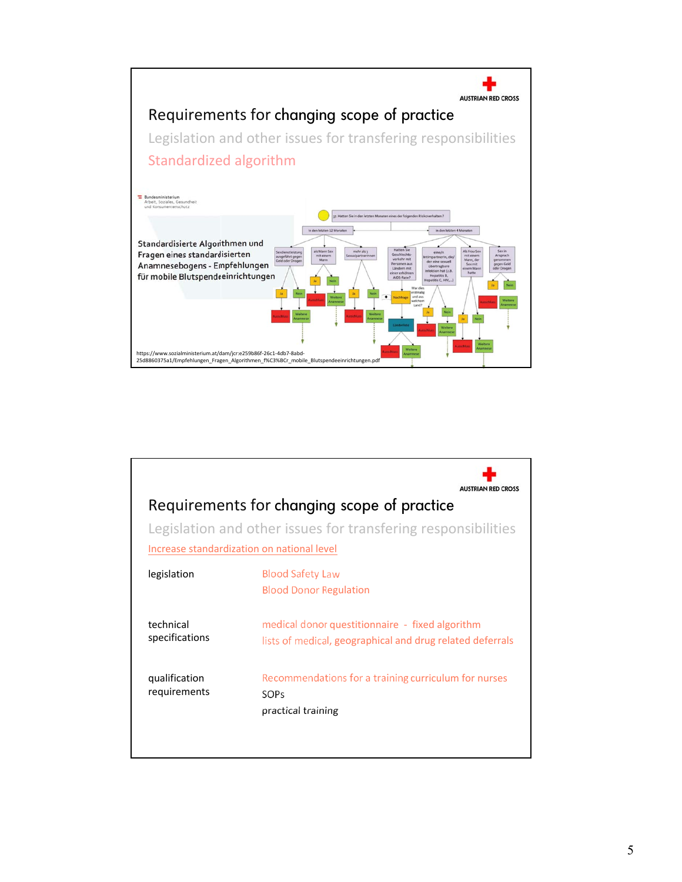AUSTRIAN RED CROSS

## Requirements for changing scope of practice

### Legislation and other issues for transfering responsibilities

### Standardized algorithm

Bundesministerium
Arbeit, Soziales, Gesundheit
und Konsumentenschutz

Standardisierte Algorithmen und Fragen eines standardisierten Anamnesebogens - Empfehlungen für mobile Blutspendeeinrichtungen

https://www.sozialministerium.at/dam/jcr:e259b86f-26c1-4db7-8abd-25d8860375a1/Empfehlungen_Fragen_Algorithmen_f%C3%BCr_mobile_Blutspendeeinrichtungen.pdf

---

AUSTRIAN RED CROSS

## Requirements for changing scope of practice

### Legislation and other issues for transfering responsibilities

Increase standardization on national level

| | |
|---|---|
| legislation | Blood Safety Law<br>Blood Donor Regulation |
| technical specifications | medical donor questitionnaire - fixed algorithm<br>lists of medical, geographical and drug related deferrals |
| qualification requirements | Recommendations for a training curriculum for nurses<br>SOPs<br>practical training |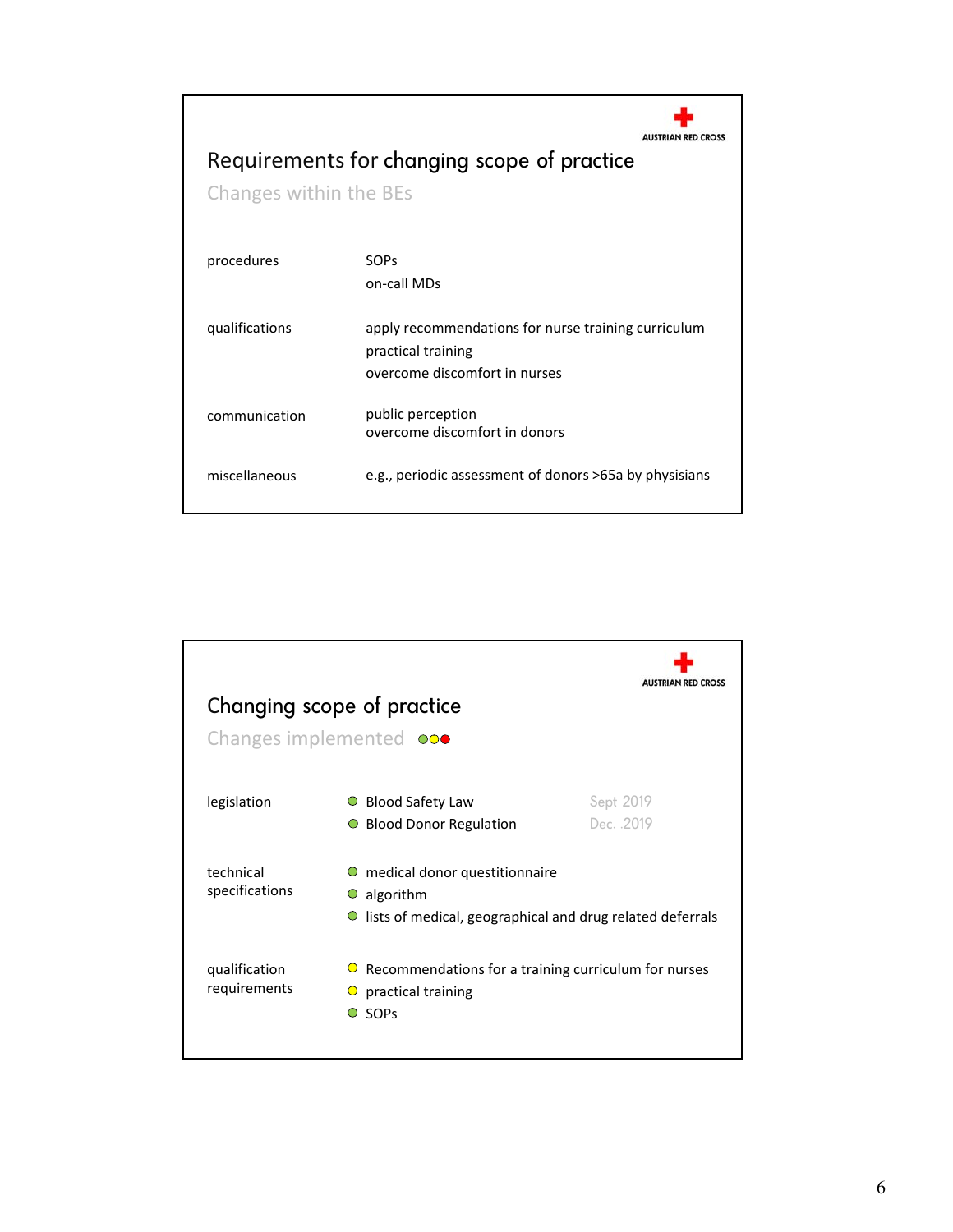AUSTRIAN RED CROSS

## Requirements for changing scope of practice

Changes within the BEs

| | |
|---|---|
| procedures | SOPs<br>on-call MDs |
| qualifications | apply recommendations for nurse training curriculum<br>practical training<br>overcome discomfort in nurses |
| communication | public perception<br>overcome discomfort in donors |
| miscellaneous | e.g., periodic assessment of donors >65a by physisians |

AUSTRIAN RED CROSS

## Changing scope of practice

Changes implemented ●●●

| | | |
|---|---|---|
| legislation | ● Blood Safety Law<br>● Blood Donor Regulation | Sept 2019<br>Dec. 2019 |
| technical specifications | ● medical donor questitionnaire<br>● algorithm<br>● lists of medical, geographical and drug related deferrals | |
| qualification requirements | ● Recommendations for a training curriculum for nurses<br>● practical training<br>● SOPs | |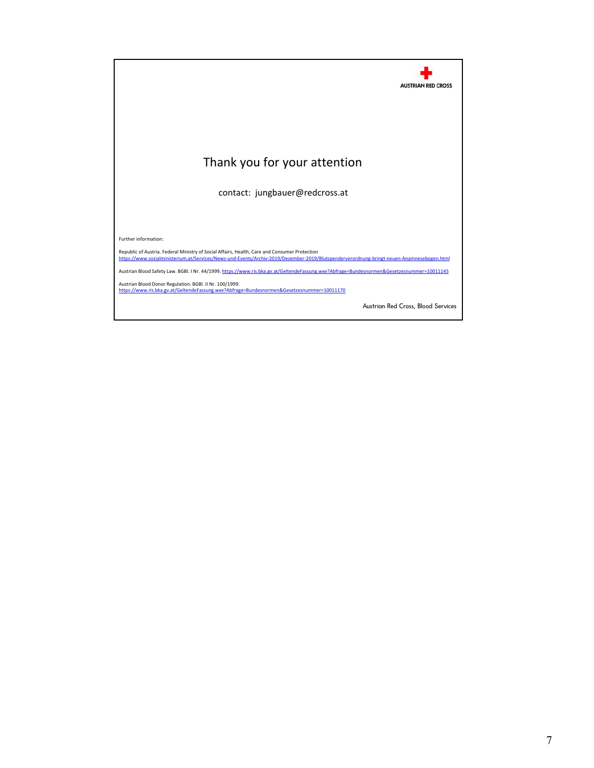AUSTRIAN RED CROSS

# Thank you for your attention

contact: jungbauer@redcross.at

Further information:

Republic of Austria. Federal Ministry of Social Affairs, Health, Care and Consumer Protection
https://www.sozialministerium.at/Services/News-und-Events/Archiv-2019/Dezember-2019/Blutspenderverordnung-bringt-neuen-Anamnesebogen.html

Austrian Blood Safety Law. BGBl. I Nr. 44/1999. https://www.ris.bka.gv.at/GeltendeFassung.wxe?Abfrage=Bundesnormen&Gesetzesnummer=10011145

Austrian Blood Donor Regulation. BGBl. II Nr. 100/1999.
https://www.ris.bka.gv.at/GeltendeFassung.wxe?Abfrage=Bundesnormen&Gesetzesnummer=10011170

Austrian Red Cross, Blood Services